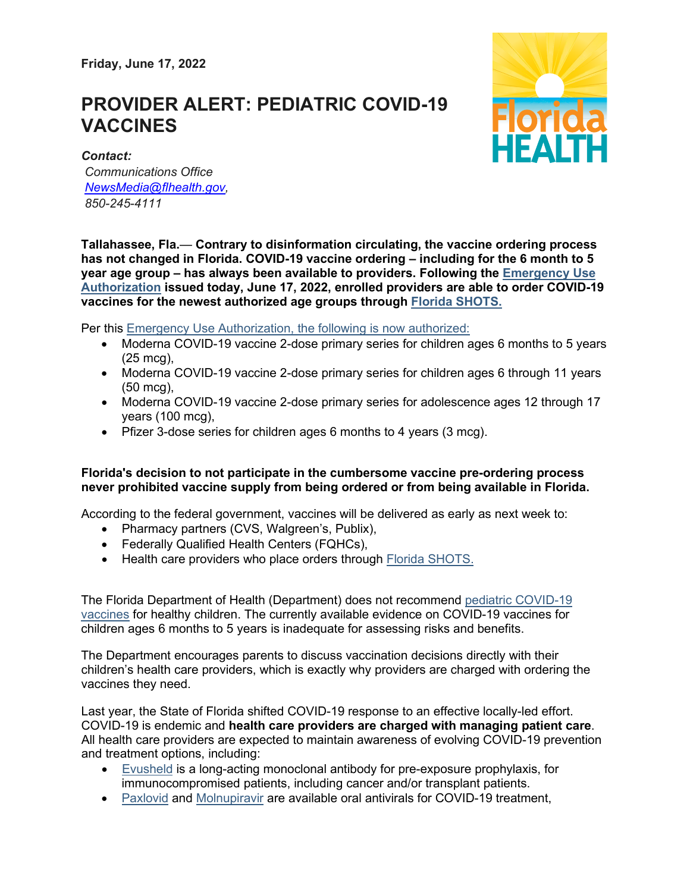Friday, June 17, 2022

# PROVIDER ALERT: PEDIATRIC COVID-19 VACCINES

***Contact:***
*Communications Office*
*NewsMedia@flhealth.gov,*
*850-245-4111*

**Tallahassee, Fla.— Contrary to disinformation circulating, the vaccine ordering process has not changed in Florida. COVID-19 vaccine ordering – including for the 6 month to 5 year age group – has always been available to providers. Following the Emergency Use Authorization issued today, June 17, 2022, enrolled providers are able to order COVID-19 vaccines for the newest authorized age groups through Florida SHOTS.**

Per this Emergency Use Authorization, the following is now authorized:

- Moderna COVID-19 vaccine 2-dose primary series for children ages 6 months to 5 years (25 mcg),
- Moderna COVID-19 vaccine 2-dose primary series for children ages 6 through 11 years (50 mcg),
- Moderna COVID-19 vaccine 2-dose primary series for adolescence ages 12 through 17 years (100 mcg),
- Pfizer 3-dose series for children ages 6 months to 4 years (3 mcg).

**Florida's decision to not participate in the cumbersome vaccine pre-ordering process never prohibited vaccine supply from being ordered or from being available in Florida.**

According to the federal government, vaccines will be delivered as early as next week to:

- Pharmacy partners (CVS, Walgreen's, Publix),
- Federally Qualified Health Centers (FQHCs),
- Health care providers who place orders through Florida SHOTS.

The Florida Department of Health (Department) does not recommend pediatric COVID-19 vaccines for healthy children. The currently available evidence on COVID-19 vaccines for children ages 6 months to 5 years is inadequate for assessing risks and benefits.

The Department encourages parents to discuss vaccination decisions directly with their children's health care providers, which is exactly why providers are charged with ordering the vaccines they need.

Last year, the State of Florida shifted COVID-19 response to an effective locally-led effort. COVID-19 is endemic and **health care providers are charged with managing patient care**. All health care providers are expected to maintain awareness of evolving COVID-19 prevention and treatment options, including:

- Evusheld is a long-acting monoclonal antibody for pre-exposure prophylaxis, for immunocompromised patients, including cancer and/or transplant patients.
- Paxlovid and Molnupiravir are available oral antivirals for COVID-19 treatment,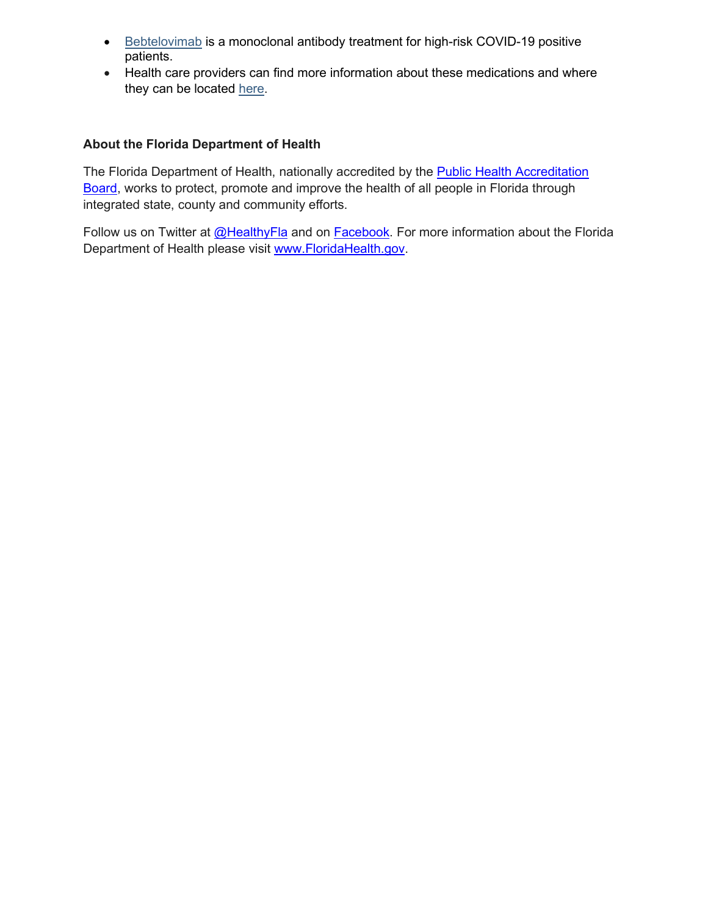- Bebtelovimab is a monoclonal antibody treatment for high-risk COVID-19 positive patients.
- Health care providers can find more information about these medications and where they can be located here.

**About the Florida Department of Health**

The Florida Department of Health, nationally accredited by the Public Health Accreditation Board, works to protect, promote and improve the health of all people in Florida through integrated state, county and community efforts.

Follow us on Twitter at @HealthyFla and on Facebook. For more information about the Florida Department of Health please visit www.FloridaHealth.gov.